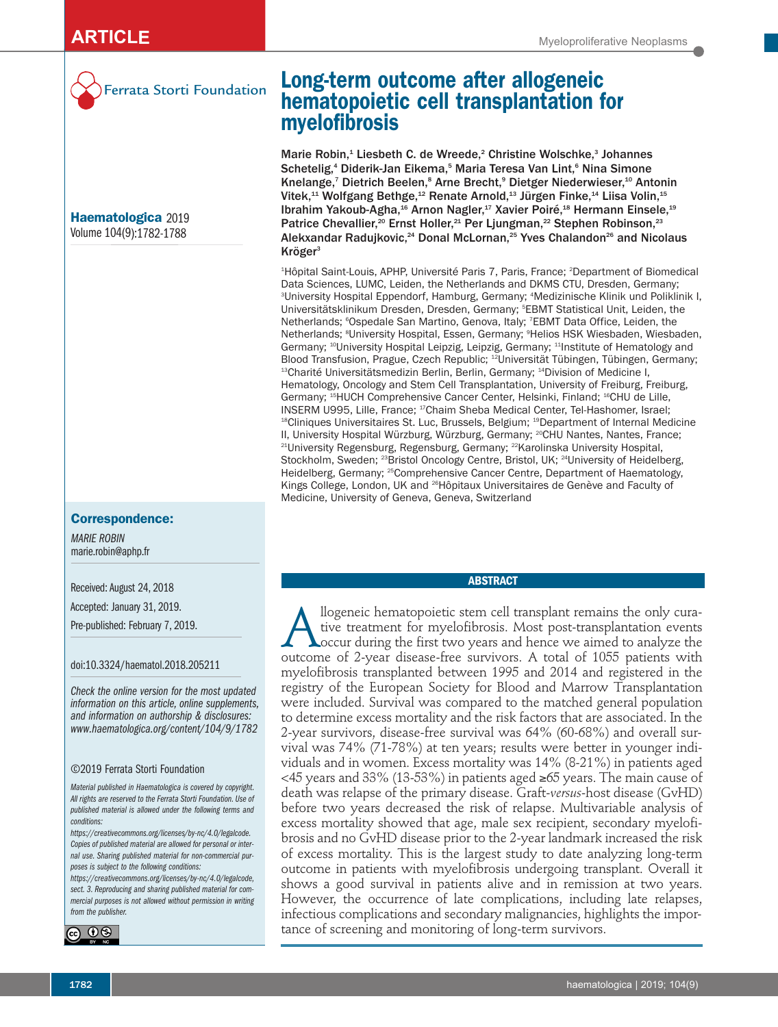ARTICLE

Ferrata Storti Foundation

# Long-term outcome after allogeneic hematopoietic cell transplantation for myelofibrosis

**Marie Robin,[1] Liesbeth C. de Wreede,[2] Christine Wolschke,[3] Johannes Schetelig,[4] Diderik-Jan Eikema,[5] Maria Teresa Van Lint,[6] Nina Simone Knelange,[7] Dietrich Beelen,[8] Arne Brecht,[9] Dietger Niederwieser,[10] Antonin Vitek,[11] Wolfgang Bethge,[12] Renate Arnold,[13] Jürgen Finke,[14] Liisa Volin,[15] Ibrahim Yakoub-Agha,[16] Arnon Nagler,[17] Xavier Poiré,[18] Hermann Einsele,[19] Patrice Chevallier,[20] Ernst Holler,[21] Per Ljungman,[22] Stephen Robinson,[23] Alekxandar Radujkovic,[24] Donal McLornan,[25] Yves Chalandon[26] and Nicolaus Kröger[3]**

[1]Hôpital Saint-Louis, APHP, Université Paris 7, Paris, France; [2]Department of Biomedical Data Sciences, LUMC, Leiden, the Netherlands and DKMS CTU, Dresden, Germany; [3]University Hospital Eppendorf, Hamburg, Germany; [4]Medizinische Klinik und Poliklinik I, Universitätsklinikum Dresden, Dresden, Germany; [5]EBMT Statistical Unit, Leiden, the Netherlands; [6]Ospedale San Martino, Genova, Italy; [7]EBMT Data Office, Leiden, the Netherlands; [8]University Hospital, Essen, Germany; [9]Helios HSK Wiesbaden, Wiesbaden, Germany; [10]University Hospital Leipzig, Leipzig, Germany; [11]Institute of Hematology and Blood Transfusion, Prague, Czech Republic; [12]Universität Tübingen, Tübingen, Germany; [13]Charité Universitätsmedizin Berlin, Berlin, Germany; [14]Division of Medicine I, Hematology, Oncology and Stem Cell Transplantation, University of Freiburg, Freiburg, Germany; [15]HUCH Comprehensive Cancer Center, Helsinki, Finland; [16]CHU de Lille, INSERM U995, Lille, France; [17]Chaim Sheba Medical Center, Tel-Hashomer, Israel; [18]Cliniques Universitaires St. Luc, Brussels, Belgium; [19]Department of Internal Medicine II, University Hospital Würzburg, Würzburg, Germany; [20]CHU Nantes, Nantes, France; [21]University Regensburg, Regensburg, Germany; [22]Karolinska University Hospital, Stockholm, Sweden; [23]Bristol Oncology Centre, Bristol, UK; [24]University of Heidelberg, Heidelberg, Germany; [25]Comprehensive Cancer Centre, Department of Haematology, Kings College, London, UK and [26]Hôpitaux Universitaires de Genève and Faculty of Medicine, University of Geneva, Geneva, Switzerland

**Haematologica** 2019
Volume 104(9):1782-1788

**Correspondence:**

*MARIE ROBIN*
marie.robin@aphp.fr

Received: August 24, 2018
Accepted: January 31, 2019.
Pre-published: February 7, 2019.

doi:10.3324/haematol.2018.205211

*Check the online version for the most updated information on this article, online supplements, and information on authorship & disclosures: www.haematologica.org/content/104/9/1782*

©2019 Ferrata Storti Foundation

*Material published in Haematologica is covered by copyright. All rights are reserved to the Ferrata Storti Foundation. Use of published material is allowed under the following terms and conditions: https://creativecommons.org/licenses/by-nc/4.0/legalcode. Copies of published material are allowed for personal or internal use. Sharing published material for non-commercial purposes is subject to the following conditions: https://creativecommons.org/licenses/by-nc/4.0/legalcode, sect. 3. Reproducing and sharing published material for commercial purposes is not allowed without permission in writing from the publisher.*

## ABSTRACT

Allogeneic hematopoietic stem cell transplant remains the only curative treatment for myelofibrosis. Most post-transplantation events occur during the first two years and hence we aimed to analyze the outcome of 2-year disease-free survivors. A total of 1055 patients with myelofibrosis transplanted between 1995 and 2014 and registered in the registry of the European Society for Blood and Marrow Transplantation were included. Survival was compared to the matched general population to determine excess mortality and the risk factors that are associated. In the 2-year survivors, disease-free survival was 64% (60-68%) and overall survival was 74% (71-78%) at ten years; results were better in younger individuals and in women. Excess mortality was 14% (8-21%) in patients aged <45 years and 33% (13-53%) in patients aged ≥65 years. The main cause of death was relapse of the primary disease. Graft-*versus*-host disease (GvHD) before two years decreased the risk of relapse. Multivariable analysis of excess mortality showed that age, male sex recipient, secondary myelofibrosis and no GvHD disease prior to the 2-year landmark increased the risk of excess mortality. This is the largest study to date analyzing long-term outcome in patients with myelofibrosis undergoing transplant. Overall it shows a good survival in patients alive and in remission at two years. However, the occurrence of late complications, including late relapses, infectious complications and secondary malignancies, highlights the importance of screening and monitoring of long-term survivors.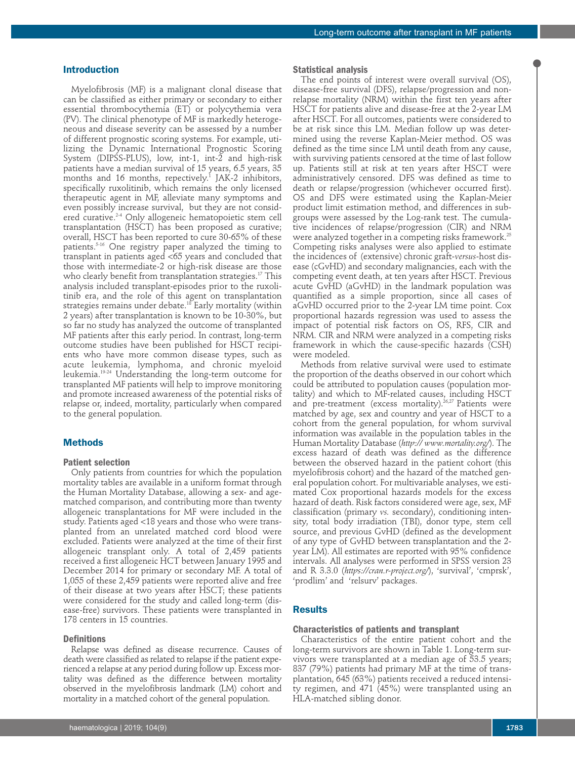## Introduction

Myelofibrosis (MF) is a malignant clonal disease that can be classified as either primary or secondary to either essential thrombocythemia (ET) or polycythemia vera (PV). The clinical phenotype of MF is markedly heterogeneous and disease severity can be assessed by a number of different prognostic scoring systems. For example, utilizing the Dynamic International Prognostic Scoring System (DIPSS-PLUS), low, int-1, int-2 and high-risk patients have a median survival of 15 years, 6.5 years, 35 months and 16 months, respectively.[1] JAK-2 inhibitors, specifically ruxolitinib, which remains the only licensed therapeutic agent in MF, alleviate many symptoms and even possibly increase survival, but they are not considered curative.[2-4] Only allogeneic hematopoietic stem cell transplantation (HSCT) has been proposed as curative; overall, HSCT has been reported to cure 30-65% of these patients.[5-16] One registry paper analyzed the timing to transplant in patients aged <65 years and concluded that those with intermediate-2 or high-risk disease are those who clearly benefit from transplantation strategies.[17] This analysis included transplant-episodes prior to the ruxolitinib era, and the role of this agent on transplantation strategies remains under debate.[18] Early mortality (within 2 years) after transplantation is known to be 10-30%, but so far no study has analyzed the outcome of transplanted MF patients after this early period. In contrast, long-term outcome studies have been published for HSCT recipients who have more common disease types, such as acute leukemia, lymphoma, and chronic myeloid leukemia.[19-24] Understanding the long-term outcome for transplanted MF patients will help to improve monitoring and promote increased awareness of the potential risks of relapse or, indeed, mortality, particularly when compared to the general population.

## Methods

### Patient selection

Only patients from countries for which the population mortality tables are available in a uniform format through the Human Mortality Database, allowing a sex- and age-matched comparison, and contributing more than twenty allogeneic transplantations for MF were included in the study. Patients aged <18 years and those who were transplanted from an unrelated matched cord blood were excluded. Patients were analyzed at the time of their first allogeneic transplant only. A total of 2,459 patients received a first allogeneic HCT between January 1995 and December 2014 for primary or secondary MF. A total of 1,055 of these 2,459 patients were reported alive and free of their disease at two years after HSCT; these patients were considered for the study and called long-term (disease-free) survivors. These patients were transplanted in 178 centers in 15 countries.

### Definitions

Relapse was defined as disease recurrence. Causes of death were classified as related to relapse if the patient experienced a relapse at any period during follow up. Excess mortality was defined as the difference between mortality observed in the myelofibrosis landmark (LM) cohort and mortality in a matched cohort of the general population.

### Statistical analysis

The end points of interest were overall survival (OS), disease-free survival (DFS), relapse/progression and non-relapse mortality (NRM) within the first ten years after HSCT for patients alive and disease-free at the 2-year LM after HSCT. For all outcomes, patients were considered to be at risk since this LM. Median follow up was determined using the reverse Kaplan-Meier method. OS was defined as the time since LM until death from any cause, with surviving patients censored at the time of last follow up. Patients still at risk at ten years after HSCT were administratively censored. DFS was defined as time to death or relapse/progression (whichever occurred first). OS and DFS were estimated using the Kaplan-Meier product limit estimation method, and differences in subgroups were assessed by the Log-rank test. The cumulative incidences of relapse/progression (CIR) and NRM were analyzed together in a competing risks framework.[25] Competing risks analyses were also applied to estimate the incidences of (extensive) chronic graft-*versus*-host disease (cGvHD) and secondary malignancies, each with the competing event death, at ten years after HSCT. Previous acute GvHD (aGvHD) in the landmark population was quantified as a simple proportion, since all cases of aGvHD occurred prior to the 2-year LM time point. Cox proportional hazards regression was used to assess the impact of potential risk factors on OS, RFS, CIR and NRM. CIR and NRM were analyzed in a competing risks framework in which the cause-specific hazards (CSH) were modeled.

Methods from relative survival were used to estimate the proportion of the deaths observed in our cohort which could be attributed to population causes (population mortality) and which to MF-related causes, including HSCT and pre-treatment (excess mortality).[26,27] Patients were matched by age, sex and country and year of HSCT to a cohort from the general population, for whom survival information was available in the population tables in the Human Mortality Database (*http:// www.mortality.org/*). The excess hazard of death was defined as the difference between the observed hazard in the patient cohort (this myelofibrosis cohort) and the hazard of the matched general population cohort. For multivariable analyses, we estimated Cox proportional hazards models for the excess hazard of death. Risk factors considered were age, sex, MF classification (primary *vs.* secondary), conditioning intensity, total body irradiation (TBI), donor type, stem cell source, and previous GvHD (defined as the development of any type of GvHD between transplantation and the 2-year LM). All estimates are reported with 95% confidence intervals. All analyses were performed in SPSS version 23 and R 3.3.0 (*https://cran.r-project.org/*), 'survival', 'cmprsk', 'prodlim' and 'relsurv' packages.

## Results

### Characteristics of patients and transplant

Characteristics of the entire patient cohort and the long-term survivors are shown in Table 1. Long-term survivors were transplanted at a median age of 53.5 years; 837 (79%) patients had primary MF at the time of transplantation, 645 (63%) patients received a reduced intensity regimen, and 471 (45%) were transplanted using an HLA-matched sibling donor.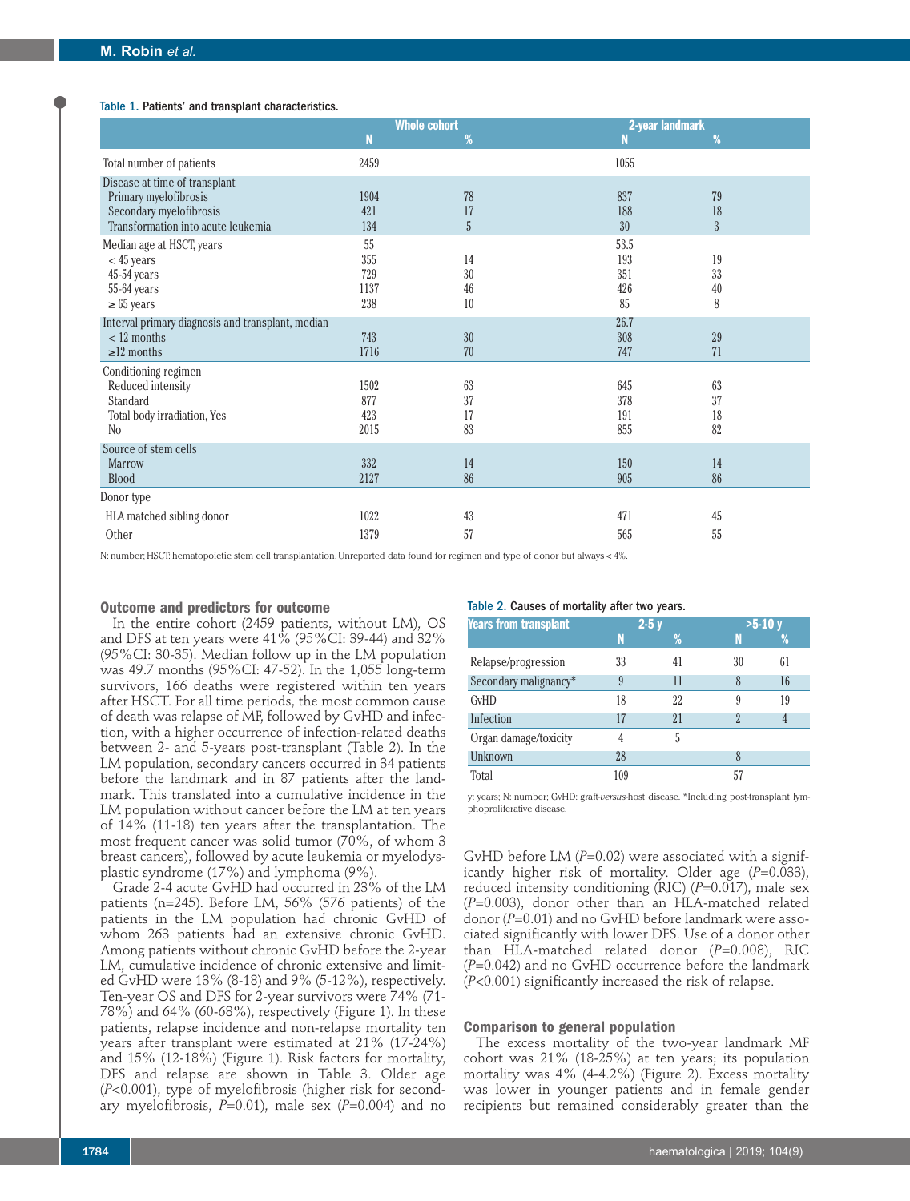Table 1. Patients' and transplant characteristics.

| | Whole cohort | | 2-year landmark | |
|---|---|---|---|---|
| | N | % | N | % |
| Total number of patients | 2459 | | 1055 | |
| Disease at time of transplant | | | | |
| Primary myelofibrosis | 1904 | 78 | 837 | 79 |
| Secondary myelofibrosis | 421 | 17 | 188 | 18 |
| Transformation into acute leukemia | 134 | 5 | 30 | 3 |
| Median age at HSCT, years | 55 | | 53.5 | |
| < 45 years | 355 | 14 | 193 | 19 |
| 45-54 years | 729 | 30 | 351 | 33 |
| 55-64 years | 1137 | 46 | 426 | 40 |
| ≥ 65 years | 238 | 10 | 85 | 8 |
| Interval primary diagnosis and transplant, median | | | 26.7 | |
| < 12 months | 743 | 30 | 308 | 29 |
| ≥12 months | 1716 | 70 | 747 | 71 |
| Conditioning regimen | | | | |
| Reduced intensity | 1502 | 63 | 645 | 63 |
| Standard | 877 | 37 | 378 | 37 |
| Total body irradiation, Yes | 423 | 17 | 191 | 18 |
| No | 2015 | 83 | 855 | 82 |
| Source of stem cells | | | | |
| Marrow | 332 | 14 | 150 | 14 |
| Blood | 2127 | 86 | 905 | 86 |
| Donor type | | | | |
| HLA matched sibling donor | 1022 | 43 | 471 | 45 |
| Other | 1379 | 57 | 565 | 55 |

N: number; HSCT: hematopoietic stem cell transplantation. Unreported data found for regimen and type of donor but always < 4%.

### Outcome and predictors for outcome

In the entire cohort (2459 patients, without LM), OS and DFS at ten years were 41% (95%CI: 39-44) and 32% (95%CI: 30-35). Median follow up in the LM population was 49.7 months (95%CI: 47-52). In the 1,055 long-term survivors, 166 deaths were registered within ten years after HSCT. For all time periods, the most common cause of death was relapse of MF, followed by GvHD and infection, with a higher occurrence of infection-related deaths between 2- and 5-years post-transplant (Table 2). In the LM population, secondary cancers occurred in 34 patients before the landmark and in 87 patients after the landmark. This translated into a cumulative incidence in the LM population without cancer before the LM at ten years of 14% (11-18) ten years after the transplantation. The most frequent cancer was solid tumor (70%, of whom 3 breast cancers), followed by acute leukemia or myelodysplastic syndrome (17%) and lymphoma (9%).

Grade 2-4 acute GvHD had occurred in 23% of the LM patients (n=245). Before LM, 56% (576 patients) of the patients in the LM population had chronic GvHD of whom 263 patients had an extensive chronic GvHD. Among patients without chronic GvHD before the 2-year LM, cumulative incidence of chronic extensive and limited GvHD were 13% (8-18) and 9% (5-12%), respectively. Ten-year OS and DFS for 2-year survivors were 74% (71-78%) and 64% (60-68%), respectively (Figure 1). In these patients, relapse incidence and non-relapse mortality ten years after transplant were estimated at 21% (17-24%) and 15% (12-18%) (Figure 1). Risk factors for mortality, DFS and relapse are shown in Table 3. Older age ($P$<0.001), type of myelofibrosis (higher risk for secondary myelofibrosis, $P$=0.01), male sex ($P$=0.004) and no GvHD before LM ($P$=0.02) were associated with a significantly higher risk of mortality. Older age ($P$=0.033), reduced intensity conditioning (RIC) ($P$=0.017), male sex ($P$=0.003), donor other than an HLA-matched related donor ($P$=0.01) and no GvHD before landmark were associated significantly with lower DFS. Use of a donor other than HLA-matched related donor ($P$=0.008), RIC ($P$=0.042) and no GvHD occurrence before the landmark ($P$<0.001) significantly increased the risk of relapse.

Table 2. Causes of mortality after two years.

| Years from transplant | 2-5 y | | >5-10 y | |
|---|---|---|---|---|
| | N | % | N | % |
| Relapse/progression | 33 | 41 | 30 | 61 |
| Secondary malignancy* | 9 | 11 | 8 | 16 |
| GvHD | 18 | 22 | 9 | 19 |
| Infection | 17 | 21 | 2 | 4 |
| Organ damage/toxicity | 4 | 5 | | |
| Unknown | 28 | | 8 | |
| Total | 109 | | 57 | |

y: years; N: number; GvHD: graft-*versus*-host disease. *Including post-transplant lymphoproliferative disease.

### Comparison to general population

The excess mortality of the two-year landmark MF cohort was 21% (18-25%) at ten years; its population mortality was 4% (4-4.2%) (Figure 2). Excess mortality was lower in younger patients and in female gender recipients but remained considerably greater than the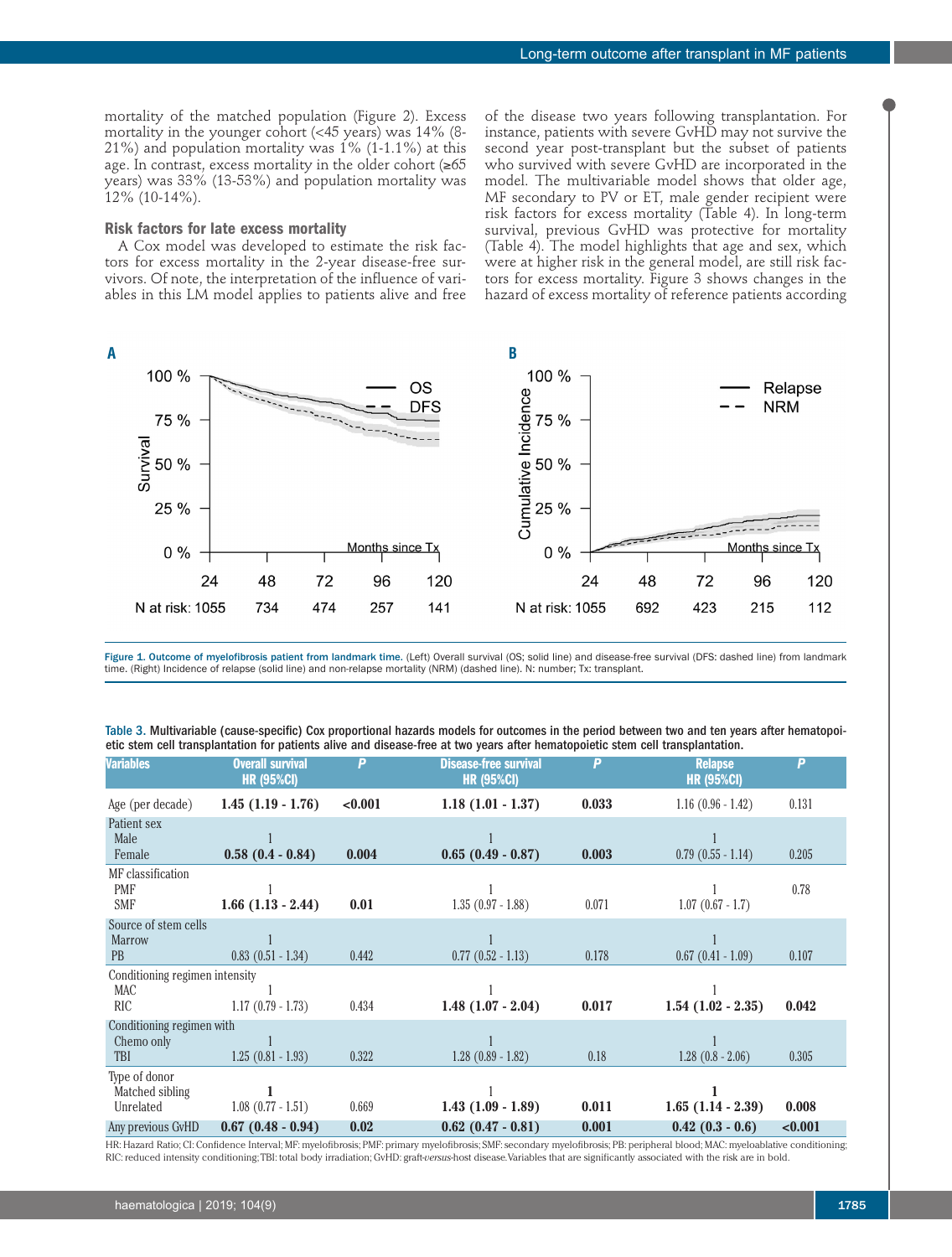mortality of the matched population (Figure 2). Excess mortality in the younger cohort (<45 years) was 14% (8-21%) and population mortality was 1% (1-1.1%) at this age. In contrast, excess mortality in the older cohort (≥65 years) was 33% (13-53%) and population mortality was 12% (10-14%).

### Risk factors for late excess mortality

A Cox model was developed to estimate the risk factors for excess mortality in the 2-year disease-free survivors. Of note, the interpretation of the influence of variables in this LM model applies to patients alive and free of the disease two years following transplantation. For instance, patients with severe GvHD may not survive the second year post-transplant but the subset of patients who survived with severe GvHD are incorporated in the model. The multivariable model shows that older age, MF secondary to PV or ET, male gender recipient were risk factors for excess mortality (Table 4). In long-term survival, previous GvHD was protective for mortality (Table 4). The model highlights that age and sex, which were at higher risk in the general model, are still risk factors for excess mortality. Figure 3 shows changes in the hazard of excess mortality of reference patients according

**Figure 1. Outcome of myelofibrosis patient from landmark time.** (Left) Overall survival (OS; solid line) and disease-free survival (DFS; dashed line) from landmark time. (Right) Incidence of relapse (solid line) and non-relapse mortality (NRM) (dashed line). N: number; Tx: transplant.

**Table 3. Multivariable (cause-specific) Cox proportional hazards models for outcomes in the period between two and ten years after hematopoietic stem cell transplantation for patients alive and disease-free at two years after hematopoietic stem cell transplantation.**

| Variables | Overall survival HR (95%CI) | P | Disease-free survival HR (95%CI) | P | Relapse HR (95%CI) | P |
|---|---|---|---|---|---|---|
| Age (per decade) | **1.45 (1.19 - 1.76)** | **<0.001** | **1.18 (1.01 - 1.37)** | **0.033** | 1.16 (0.96 - 1.42) | 0.131 |
| Patient sex | | | | | | |
| Male | 1 | | 1 | | 1 | |
| Female | **0.58 (0.4 - 0.84)** | **0.004** | **0.65 (0.49 - 0.87)** | **0.003** | 0.79 (0.55 - 1.14) | 0.205 |
| MF classification | | | | | | |
| PMF | 1 | | 1 | | 1 | 0.78 |
| SMF | **1.66 (1.13 - 2.44)** | **0.01** | 1.35 (0.97 - 1.88) | 0.071 | 1.07 (0.67 - 1.7) | |
| Source of stem cells | | | | | | |
| Marrow | 1 | | 1 | | 1 | |
| PB | 0.83 (0.51 - 1.34) | 0.442 | 0.77 (0.52 - 1.13) | 0.178 | 0.67 (0.41 - 1.09) | 0.107 |
| Conditioning regimen intensity | | | | | | |
| MAC | 1 | | 1 | | 1 | |
| RIC | 1.17 (0.79 - 1.73) | 0.434 | **1.48 (1.07 - 2.04)** | **0.017** | **1.54 (1.02 - 2.35)** | **0.042** |
| Conditioning regimen with | | | | | | |
| Chemo only | 1 | | 1 | | 1 | |
| TBI | 1.25 (0.81 - 1.93) | 0.322 | 1.28 (0.89 - 1.82) | 0.18 | 1.28 (0.8 - 2.06) | 0.305 |
| Type of donor | | | | | | |
| Matched sibling | **1** | | 1 | | **1** | |
| Unrelated | 1.08 (0.77 - 1.51) | 0.669 | **1.43 (1.09 - 1.89)** | **0.011** | **1.65 (1.14 - 2.39)** | **0.008** |
| Any previous GvHD | **0.67 (0.48 - 0.94)** | **0.02** | **0.62 (0.47 - 0.81)** | **0.001** | **0.42 (0.3 - 0.6)** | **<0.001** |

HR: Hazard Ratio; CI: Confidence Interval; MF: myelofibrosis; PMF: primary myelofibrosis; SMF: secondary myelofibrosis; PB: peripheral blood; MAC: myeloablative conditioning; RIC: reduced intensity conditioning; TBI: total body irradiation; GvHD: graft-*versus*-host disease. Variables that are significantly associated with the risk are in bold.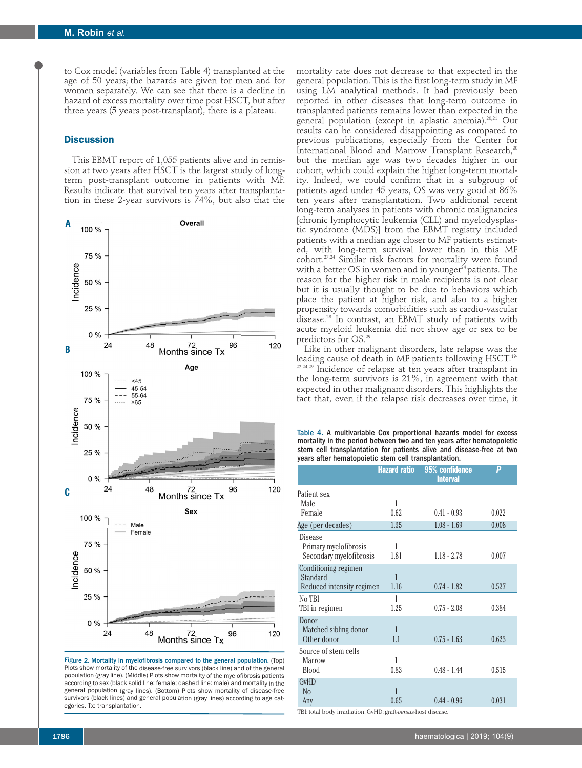to Cox model (variables from Table 4) transplanted at the age of 50 years; the hazards are given for men and for women separately. We can see that there is a decline in hazard of excess mortality over time post HSCT, but after three years (5 years post-transplant), there is a plateau.

## Discussion

This EBMT report of 1,055 patients alive and in remission at two years after HSCT is the largest study of long-term post-transplant outcome in patients with MF. Results indicate that survival ten years after transplantation in these 2-year survivors is 74%, but also that the mortality rate does not decrease to that expected in the general population. This is the first long-term study in MF using LM analytical methods. It had previously been reported in other diseases that long-term outcome in transplanted patients remains lower than expected in the general population (except in aplastic anemia).[20,21] Our results can be considered disappointing as compared to previous publications, especially from the Center for International Blood and Marrow Transplant Research,[20] but the median age was two decades higher in our cohort, which could explain the higher long-term mortality. Indeed, we could confirm that in a subgroup of patients aged under 45 years, OS was very good at 86% ten years after transplantation. Two additional recent long-term analyses in patients with chronic malignancies [chronic lymphocytic leukemia (CLL) and myelodysplastic syndrome (MDS)] from the EBMT registry included patients with a median age closer to MF patients estimated, with long-term survival lower than in this MF cohort.[27,24] Similar risk factors for mortality were found with a better OS in women and in younger[24] patients. The reason for the higher risk in male recipients is not clear but it is usually thought to be due to behaviors which place the patient at higher risk, and also to a higher propensity towards comorbidities such as cardio-vascular disease.[28] In contrast, an EBMT study of patients with acute myeloid leukemia did not show age or sex to be predictors for OS.[29]

Like in other malignant disorders, late relapse was the leading cause of death in MF patients following HSCT.[19-22,24,29] Incidence of relapse at ten years after transplant in the long-term survivors is 21%, in agreement with that expected in other malignant disorders. This highlights the fact that, even if the relapse risk decreases over time, it

**Figure 2. Mortality in myelofibrosis compared to the general population.** (Top) Plots show mortality of the disease-free survivors (black line) and of the general population (gray line). (Middle) Plots show mortality of the myelofibrosis patients according to sex (black solid line: female; dashed line: male) and mortality in the general population (gray lines). (Bottom) Plots show mortality of disease-free survivors (black lines) and general population (gray lines) according to age categories. Tx: transplantation.

**Table 4.** A multivariable Cox proportional hazards model for excess mortality in the period between two and ten years after hematopoietic stem cell transplantation for patients alive and disease-free at two years after hematopoietic stem cell transplantation.

| | Hazard ratio | 95% confidence interval | P |
|---|---|---|---|
| Patient sex | | | |
| Male | 1 | | |
| Female | 0.62 | 0.41 - 0.93 | 0.022 |
| Age (per decades) | 1.35 | 1.08 - 1.69 | 0.008 |
| Disease | | | |
| Primary myelofibrosis | 1 | | |
| Secondary myelofibrosis | 1.81 | 1.18 - 2.78 | 0.007 |
| Conditioning regimen | | | |
| Standard | 1 | | |
| Reduced intensity regimen | 1.16 | 0.74 - 1.82 | 0.527 |
| No TBI | 1 | | |
| TBI in regimen | 1.25 | 0.75 - 2.08 | 0.384 |
| Donor | | | |
| Matched sibling donor | 1 | | |
| Other donor | 1.1 | 0.75 - 1.63 | 0.623 |
| Source of stem cells | | | |
| Marrow | 1 | | |
| Blood | 0.83 | 0.48 - 1.44 | 0.515 |
| GvHD | | | |
| No | 1 | | |
| Any | 0.65 | 0.44 - 0.96 | 0.031 |

TBI: total body irradiation; GvHD: graft-*versus*-host disease.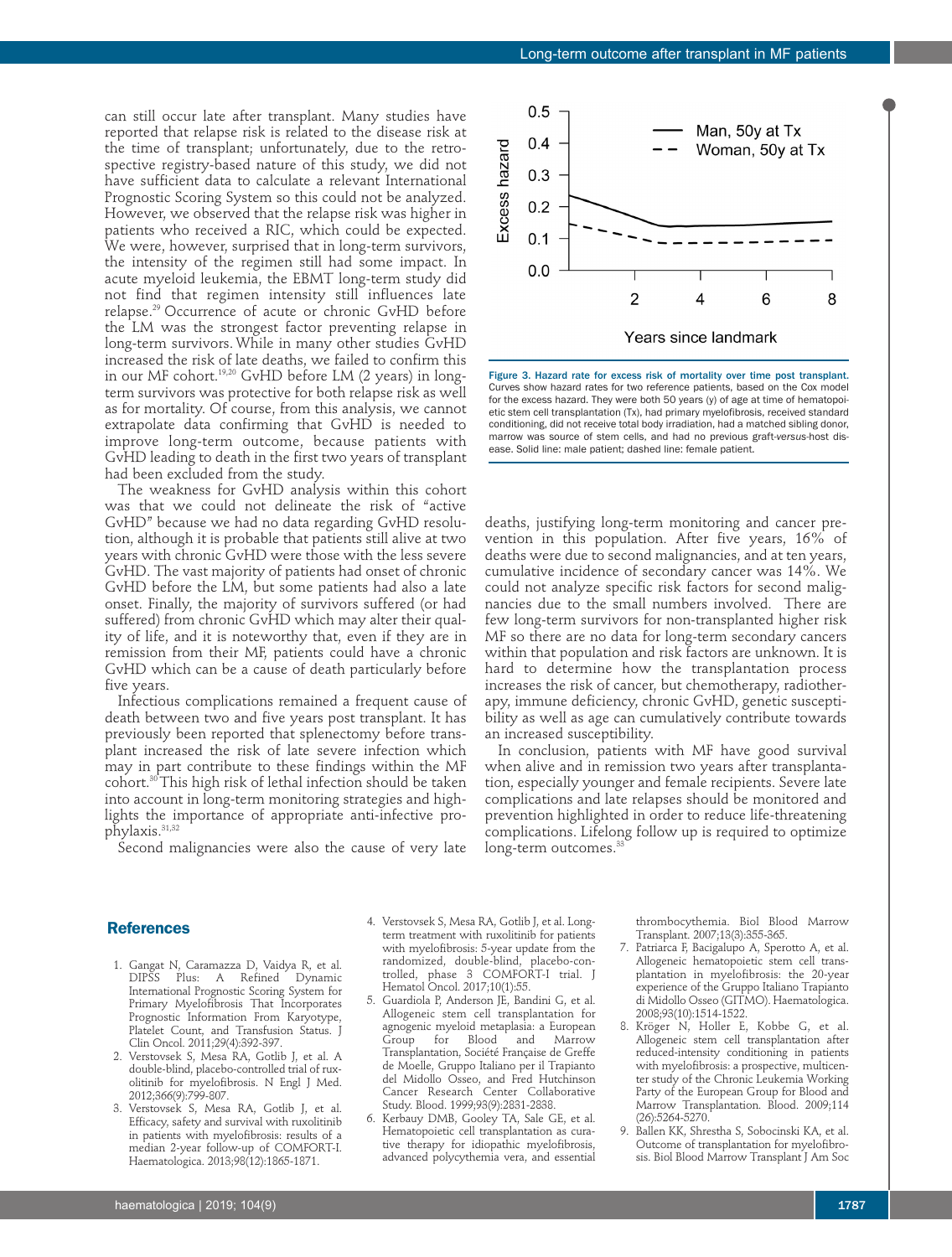can still occur late after transplant. Many studies have reported that relapse risk is related to the disease risk at the time of transplant; unfortunately, due to the retrospective registry-based nature of this study, we did not have sufficient data to calculate a relevant International Prognostic Scoring System so this could not be analyzed. However, we observed that the relapse risk was higher in patients who received a RIC, which could be expected. We were, however, surprised that in long-term survivors, the intensity of the regimen still had some impact. In acute myeloid leukemia, the EBMT long-term study did not find that regimen intensity still influences late relapse.[29] Occurrence of acute or chronic GvHD before the LM was the strongest factor preventing relapse in long-term survivors. While in many other studies GvHD increased the risk of late deaths, we failed to confirm this in our MF cohort.[19,20] GvHD before LM (2 years) in long-term survivors was protective for both relapse risk as well as for mortality. Of course, from this analysis, we cannot extrapolate data confirming that GvHD is needed to improve long-term outcome, because patients with GvHD leading to death in the first two years of transplant had been excluded from the study.

The weakness for GvHD analysis within this cohort was that we could not delineate the risk of "active GvHD" because we had no data regarding GvHD resolution, although it is probable that patients still alive at two years with chronic GvHD were those with the less severe GvHD. The vast majority of patients had onset of chronic GvHD before the LM, but some patients had also a late onset. Finally, the majority of survivors suffered (or had suffered) from chronic GvHD which may alter their quality of life, and it is noteworthy that, even if they are in remission from their MF, patients could have a chronic GvHD which can be a cause of death particularly before five years.

Infectious complications remained a frequent cause of death between two and five years post transplant. It has previously been reported that splenectomy before transplant increased the risk of late severe infection which may in part contribute to these findings within the MF cohort.[30] This high risk of lethal infection should be taken into account in long-term monitoring strategies and highlights the importance of appropriate anti-infective prophylaxis.[31,32]

Second malignancies were also the cause of very late deaths, justifying long-term monitoring and cancer prevention in this population. After five years, 16% of deaths were due to second malignancies, and at ten years, cumulative incidence of secondary cancer was 14%. We could not analyze specific risk factors for second malignancies due to the small numbers involved. There are few long-term survivors for non-transplanted higher risk MF so there are no data for long-term secondary cancers within that population and risk factors are unknown. It is hard to determine how the transplantation process increases the risk of cancer, but chemotherapy, radiotherapy, immune deficiency, chronic GvHD, genetic susceptibility as well as age can cumulatively contribute towards an increased susceptibility.

In conclusion, patients with MF have good survival when alive and in remission two years after transplantation, especially younger and female recipients. Severe late complications and late relapses should be monitored and prevention highlighted in order to reduce life-threatening complications. Lifelong follow up is required to optimize long-term outcomes.[33]

**Figure 3. Hazard rate for excess risk of mortality over time post transplant.** Curves show hazard rates for two reference patients, based on the Cox model for the excess hazard. They were both 50 years (y) of age at time of hematopoietic stem cell transplantation (Tx), had primary myelofibrosis, received standard conditioning, did not receive total body irradiation, had a matched sibling donor, marrow was source of stem cells, and had no previous graft-*versus*-host disease. Solid line: male patient; dashed line: female patient.

## References

1. Gangat N, Caramazza D, Vaidya R, et al. DIPSS Plus: A Refined Dynamic International Prognostic Scoring System for Primary Myelofibrosis That Incorporates Prognostic Information From Karyotype, Platelet Count, and Transfusion Status. J Clin Oncol. 2011;29(4):392-397.
2. Verstovsek S, Mesa RA, Gotlib J, et al. A double-blind, placebo-controlled trial of ruxolitinib for myelofibrosis. N Engl J Med. 2012;366(9):799-807.
3. Verstovsek S, Mesa RA, Gotlib J, et al. Efficacy, safety and survival with ruxolitinib in patients with myelofibrosis: results of a median 2-year follow-up of COMFORT-I. Haematologica. 2013;98(12):1865-1871.
4. Verstovsek S, Mesa RA, Gotlib J, et al. Long-term treatment with ruxolitinib for patients with myelofibrosis: 5-year update from the randomized, double-blind, placebo-controlled, phase 3 COMFORT-I trial. J Hematol Oncol. 2017;10(1):55.
5. Guardiola P, Anderson JE, Bandini G, et al. Allogeneic stem cell transplantation for agnogenic myeloid metaplasia: a European Group for Blood and Marrow Transplantation, Société Française de Greffe de Moelle, Gruppo Italiano per il Trapianto del Midollo Osseo, and Fred Hutchinson Cancer Research Center Collaborative Study. Blood. 1999;93(9):2831-2838.
6. Kerbauy DMB, Gooley TA, Sale GE, et al. Hematopoietic cell transplantation as curative therapy for idiopathic myelofibrosis, advanced polycythemia vera, and essential thrombocythemia. Biol Blood Marrow Transplant. 2007;13(3):355-365.
7. Patriarca F, Bacigalupo A, Sperotto A, et al. Allogeneic hematopoietic stem cell transplantation in myelofibrosis: the 20-year experience of the Gruppo Italiano Trapianto di Midollo Osseo (GITMO). Haematologica. 2008;93(10):1514-1522.
8. Kröger N, Holler E, Kobbe G, et al. Allogeneic stem cell transplantation after reduced-intensity conditioning in patients with myelofibrosis: a prospective, multicenter study of the Chronic Leukemia Working Party of the European Group for Blood and Marrow Transplantation. Blood. 2009;114(26):5264-5270.
9. Ballen KK, Shrestha S, Sobocinski KA, et al. Outcome of transplantation for myelofibrosis. Biol Blood Marrow Transplant J Am Soc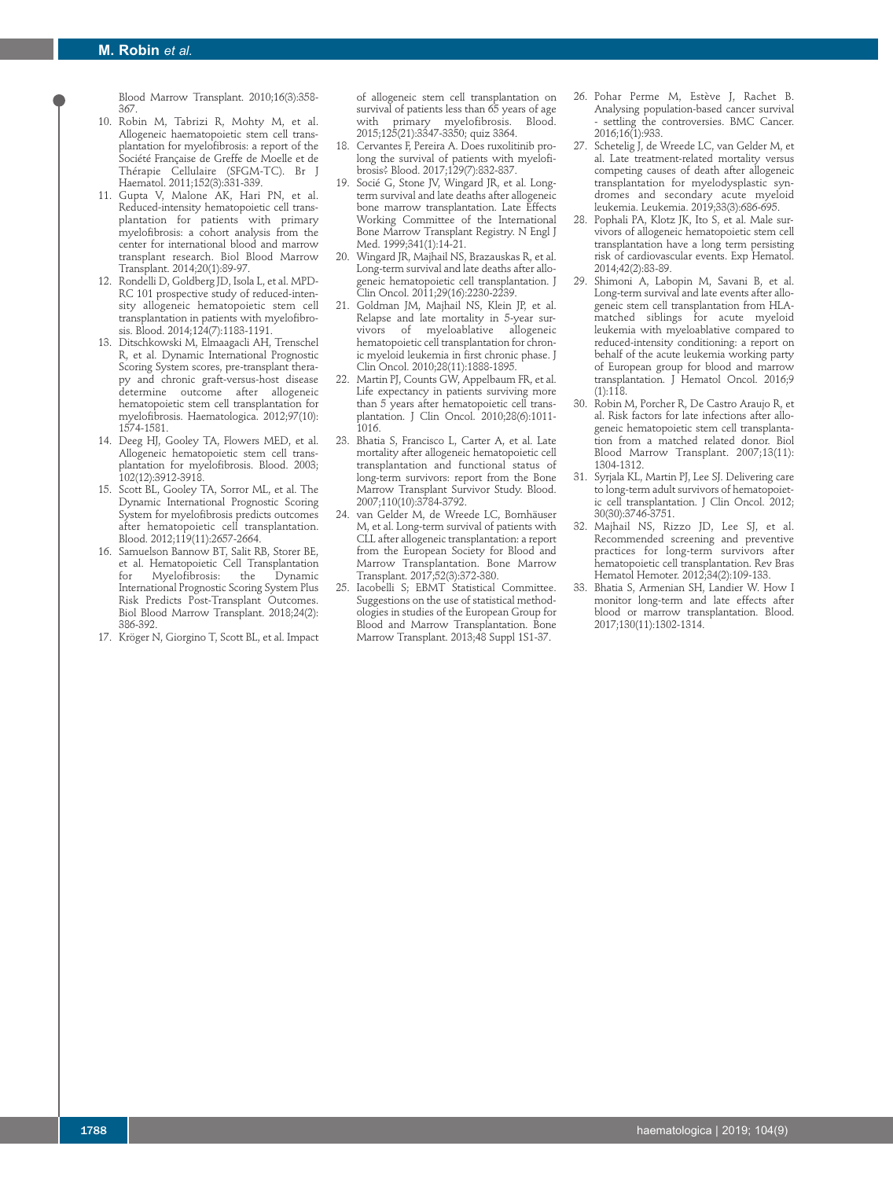Blood Marrow Transplant. 2010;16(3):358-367.

10. Robin M, Tabrizi R, Mohty M, et al. Allogeneic haematopoietic stem cell transplantation for myelofibrosis: a report of the Société Française de Greffe de Moelle et de Thérapie Cellulaire (SFGM-TC). Br J Haematol. 2011;152(3):331-339.
11. Gupta V, Malone AK, Hari PN, et al. Reduced-intensity hematopoietic cell transplantation for patients with primary myelofibrosis: a cohort analysis from the center for international blood and marrow transplant research. Biol Blood Marrow Transplant. 2014;20(1):89-97.
12. Rondelli D, Goldberg JD, Isola L, et al. MPD-RC 101 prospective study of reduced-intensity allogeneic hematopoietic stem cell transplantation in patients with myelofibrosis. Blood. 2014;124(7):1183-1191.
13. Ditschkowski M, Elmaagacli AH, Trenschel R, et al. Dynamic International Prognostic Scoring System scores, pre-transplant therapy and chronic graft-versus-host disease determine outcome after allogeneic hematopoietic stem cell transplantation for myelofibrosis. Haematologica. 2012;97(10):1574-1581.
14. Deeg HJ, Gooley TA, Flowers MED, et al. Allogeneic hematopoietic stem cell transplantation for myelofibrosis. Blood. 2003;102(12):3912-3918.
15. Scott BL, Gooley TA, Sorror ML, et al. The Dynamic International Prognostic Scoring System for myelofibrosis predicts outcomes after hematopoietic cell transplantation. Blood. 2012;119(11):2657-2664.
16. Samuelson Bannow BT, Salit RB, Storer BE, et al. Hematopoietic Cell Transplantation for Myelofibrosis: the Dynamic International Prognostic Scoring System Plus Risk Predicts Post-Transplant Outcomes. Biol Blood Marrow Transplant. 2018;24(2):386-392.
17. Kröger N, Giorgino T, Scott BL, et al. Impact of allogeneic stem cell transplantation on survival of patients less than 65 years of age with primary myelofibrosis. Blood. 2015;125(21):3347-3350; quiz 3364.
18. Cervantes F, Pereira A. Does ruxolitinib prolong the survival of patients with myelofibrosis? Blood. 2017;129(7):832-837.
19. Socié G, Stone JV, Wingard JR, et al. Long-term survival and late deaths after allogeneic bone marrow transplantation. Late Effects Working Committee of the International Bone Marrow Transplant Registry. N Engl J Med. 1999;341(1):14-21.
20. Wingard JR, Majhail NS, Brazauskas R, et al. Long-term survival and late deaths after allogeneic hematopoietic cell transplantation. J Clin Oncol. 2011;29(16):2230-2239.
21. Goldman JM, Majhail NS, Klein JP, et al. Relapse and late mortality in 5-year survivors of myeloablative allogeneic hematopoietic cell transplantation for chronic myeloid leukemia in first chronic phase. J Clin Oncol. 2010;28(11):1888-1895.
22. Martin PJ, Counts GW, Appelbaum FR, et al. Life expectancy in patients surviving more than 5 years after hematopoietic cell transplantation. J Clin Oncol. 2010;28(6):1011-1016.
23. Bhatia S, Francisco L, Carter A, et al. Late mortality after allogeneic hematopoietic cell transplantation and functional status of long-term survivors: report from the Bone Marrow Transplant Survivor Study. Blood. 2007;110(10):3784-3792.
24. van Gelder M, de Wreede LC, Bornhäuser M, et al. Long-term survival of patients with CLL after allogeneic transplantation: a report from the European Society for Blood and Marrow Transplantation. Bone Marrow Transplant. 2017;52(3):372-380.
25. Iacobelli S; EBMT Statistical Committee. Suggestions on the use of statistical methodologies in studies of the European Group for Blood and Marrow Transplantation. Bone Marrow Transplant. 2013;48 Suppl 1S1-37.
26. Pohar Perme M, Estève J, Rachet B. Analysing population-based cancer survival - settling the controversies. BMC Cancer. 2016;16(1):933.
27. Schetelig J, de Wreede LC, van Gelder M, et al. Late treatment-related mortality versus competing causes of death after allogeneic transplantation for myelodysplastic syndromes and secondary acute myeloid leukemia. Leukemia. 2019;33(3):686-695.
28. Pophali PA, Klotz JK, Ito S, et al. Male survivors of allogeneic hematopoietic stem cell transplantation have a long term persisting risk of cardiovascular events. Exp Hematol. 2014;42(2):83-89.
29. Shimoni A, Labopin M, Savani B, et al. Long-term survival and late events after allogeneic stem cell transplantation from HLA-matched siblings for acute myeloid leukemia with myeloablative compared to reduced-intensity conditioning: a report on behalf of the acute leukemia working party of European group for blood and marrow transplantation. J Hematol Oncol. 2016;9(1):118.
30. Robin M, Porcher R, De Castro Araujo R, et al. Risk factors for late infections after allogeneic hematopoietic stem cell transplantation from a matched related donor. Biol Blood Marrow Transplant. 2007;13(11):1304-1312.
31. Syrjala KL, Martin PJ, Lee SJ. Delivering care to long-term adult survivors of hematopoietic cell transplantation. J Clin Oncol. 2012;30(30):3746-3751.
32. Majhail NS, Rizzo JD, Lee SJ, et al. Recommended screening and preventive practices for long-term survivors after hematopoietic cell transplantation. Rev Bras Hematol Hemoter. 2012;34(2):109-133.
33. Bhatia S, Armenian SH, Landier W. How I monitor long-term and late effects after blood or marrow transplantation. Blood. 2017;130(11):1302-1314.